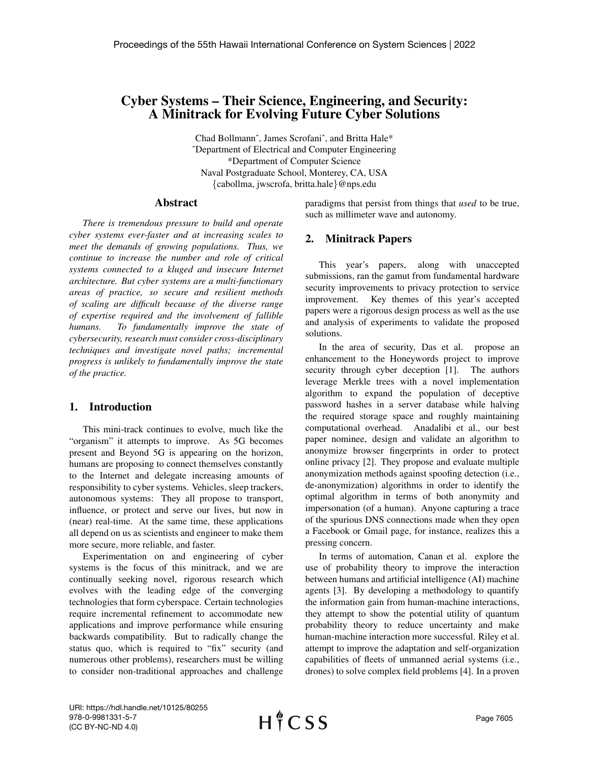# Cyber Systems – Their Science, Engineering, and Security: A Minitrack for Evolving Future Cyber Solutions

Chad Bollmannˆ, James Scrofaniˆ, and Britta Hale*
ˆDepartment of Electrical and Computer Engineering
*Department of Computer Science
Naval Postgraduate School, Monterey, CA, USA
{cabollma, jwscrofa, britta.hale}@nps.edu

## Abstract

*There is tremendous pressure to build and operate cyber systems ever-faster and at increasing scales to meet the demands of growing populations. Thus, we continue to increase the number and role of critical systems connected to a kluged and insecure Internet architecture. But cyber systems are a multi-functionary areas of practice, so secure and resilient methods of scaling are difficult because of the diverse range of expertise required and the involvement of fallible humans. To fundamentally improve the state of cybersecurity, research must consider cross-disciplinary techniques and investigate novel paths; incremental progress is unlikely to fundamentally improve the state of the practice.*

## 1. Introduction

This mini-track continues to evolve, much like the "organism" it attempts to improve. As 5G becomes present and Beyond 5G is appearing on the horizon, humans are proposing to connect themselves constantly to the Internet and delegate increasing amounts of responsibility to cyber systems. Vehicles, sleep trackers, autonomous systems: They all propose to transport, influence, or protect and serve our lives, but now in (near) real-time. At the same time, these applications all depend on us as scientists and engineer to make them more secure, more reliable, and faster.

Experimentation on and engineering of cyber systems is the focus of this minitrack, and we are continually seeking novel, rigorous research which evolves with the leading edge of the converging technologies that form cyberspace. Certain technologies require incremental refinement to accommodate new applications and improve performance while ensuring backwards compatibility. But to radically change the status quo, which is required to "fix" security (and numerous other problems), researchers must be willing to consider non-traditional approaches and challenge paradigms that persist from things that *used* to be true, such as millimeter wave and autonomy.

## 2. Minitrack Papers

This year's papers, along with unaccepted submissions, ran the gamut from fundamental hardware security improvements to privacy protection to service improvement. Key themes of this year's accepted papers were a rigorous design process as well as the use and analysis of experiments to validate the proposed solutions.

In the area of security, Das et al. propose an enhancement to the Honeywords project to improve security through cyber deception [1]. The authors leverage Merkle trees with a novel implementation algorithm to expand the population of deceptive password hashes in a server database while halving the required storage space and roughly maintaining computational overhead. Anadalibi et al., our best paper nominee, design and validate an algorithm to anonymize browser fingerprints in order to protect online privacy [2]. They propose and evaluate multiple anonymization methods against spoofing detection (i.e., de-anonymization) algorithms in order to identify the optimal algorithm in terms of both anonymity and impersonation (of a human). Anyone capturing a trace of the spurious DNS connections made when they open a Facebook or Gmail page, for instance, realizes this a pressing concern.

In terms of automation, Canan et al. explore the use of probability theory to improve the interaction between humans and artificial intelligence (AI) machine agents [3]. By developing a methodology to quantify the information gain from human-machine interactions, they attempt to show the potential utility of quantum probability theory to reduce uncertainty and make human-machine interaction more successful. Riley et al. attempt to improve the adaptation and self-organization capabilities of fleets of unmanned aerial systems (i.e., drones) to solve complex field problems [4]. In a proven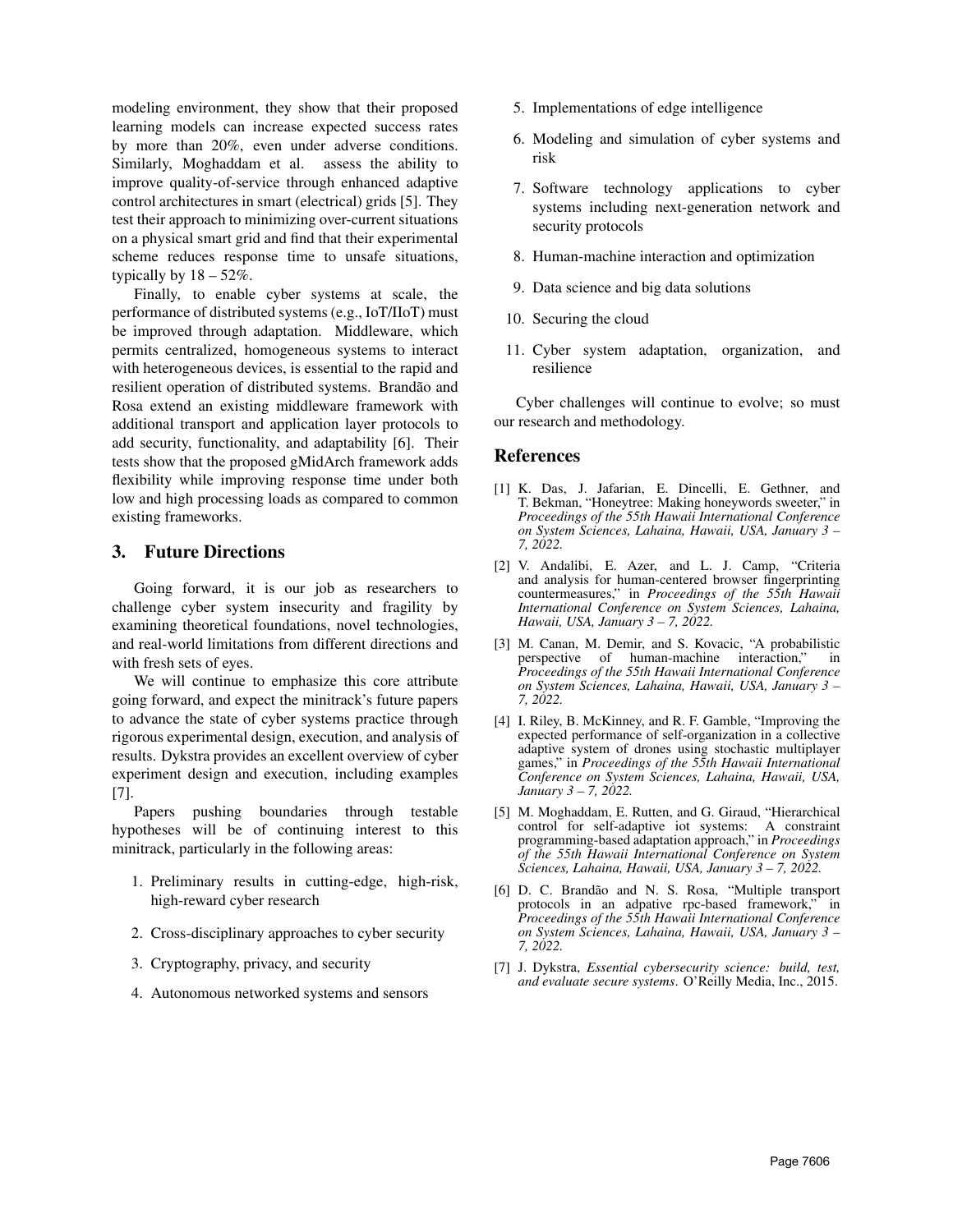modeling environment, they show that their proposed learning models can increase expected success rates by more than 20%, even under adverse conditions. Similarly, Moghaddam et al. assess the ability to improve quality-of-service through enhanced adaptive control architectures in smart (electrical) grids [5]. They test their approach to minimizing over-current situations on a physical smart grid and find that their experimental scheme reduces response time to unsafe situations, typically by 18 – 52%.

Finally, to enable cyber systems at scale, the performance of distributed systems (e.g., IoT/IIoT) must be improved through adaptation. Middleware, which permits centralized, homogeneous systems to interact with heterogeneous devices, is essential to the rapid and resilient operation of distributed systems. Brandão and Rosa extend an existing middleware framework with additional transport and application layer protocols to add security, functionality, and adaptability [6]. Their tests show that the proposed gMidArch framework adds flexibility while improving response time under both low and high processing loads as compared to common existing frameworks.

## 3. Future Directions

Going forward, it is our job as researchers to challenge cyber system insecurity and fragility by examining theoretical foundations, novel technologies, and real-world limitations from different directions and with fresh sets of eyes.

We will continue to emphasize this core attribute going forward, and expect the minitrack's future papers to advance the state of cyber systems practice through rigorous experimental design, execution, and analysis of results. Dykstra provides an excellent overview of cyber experiment design and execution, including examples [7].

Papers pushing boundaries through testable hypotheses will be of continuing interest to this minitrack, particularly in the following areas:

1. Preliminary results in cutting-edge, high-risk, high-reward cyber research
2. Cross-disciplinary approaches to cyber security
3. Cryptography, privacy, and security
4. Autonomous networked systems and sensors
5. Implementations of edge intelligence
6. Modeling and simulation of cyber systems and risk
7. Software technology applications to cyber systems including next-generation network and security protocols
8. Human-machine interaction and optimization
9. Data science and big data solutions
10. Securing the cloud
11. Cyber system adaptation, organization, and resilience

Cyber challenges will continue to evolve; so must our research and methodology.

## References

[1] K. Das, J. Jafarian, E. Dincelli, E. Gethner, and T. Bekman, "Honeytree: Making honeywords sweeter," in *Proceedings of the 55th Hawaii International Conference on System Sciences, Lahaina, Hawaii, USA, January 3 – 7, 2022.*

[2] V. Andalibi, E. Azer, and L. J. Camp, "Criteria and analysis for human-centered browser fingerprinting countermeasures," in *Proceedings of the 55th Hawaii International Conference on System Sciences, Lahaina, Hawaii, USA, January 3 – 7, 2022.*

[3] M. Canan, M. Demir, and S. Kovacic, "A probabilistic perspective of human-machine interaction," in *Proceedings of the 55th Hawaii International Conference on System Sciences, Lahaina, Hawaii, USA, January 3 – 7, 2022.*

[4] I. Riley, B. McKinney, and R. F. Gamble, "Improving the expected performance of self-organization in a collective adaptive system of drones using stochastic multiplayer games," in *Proceedings of the 55th Hawaii International Conference on System Sciences, Lahaina, Hawaii, USA, January 3 – 7, 2022.*

[5] M. Moghaddam, E. Rutten, and G. Giraud, "Hierarchical control for self-adaptive iot systems: A constraint programming-based adaptation approach," in *Proceedings of the 55th Hawaii International Conference on System Sciences, Lahaina, Hawaii, USA, January 3 – 7, 2022.*

[6] D. C. Brandão and N. S. Rosa, "Multiple transport protocols in an adpative rpc-based framework," in *Proceedings of the 55th Hawaii International Conference on System Sciences, Lahaina, Hawaii, USA, January 3 – 7, 2022.*

[7] J. Dykstra, *Essential cybersecurity science: build, test, and evaluate secure systems*. O'Reilly Media, Inc., 2015.